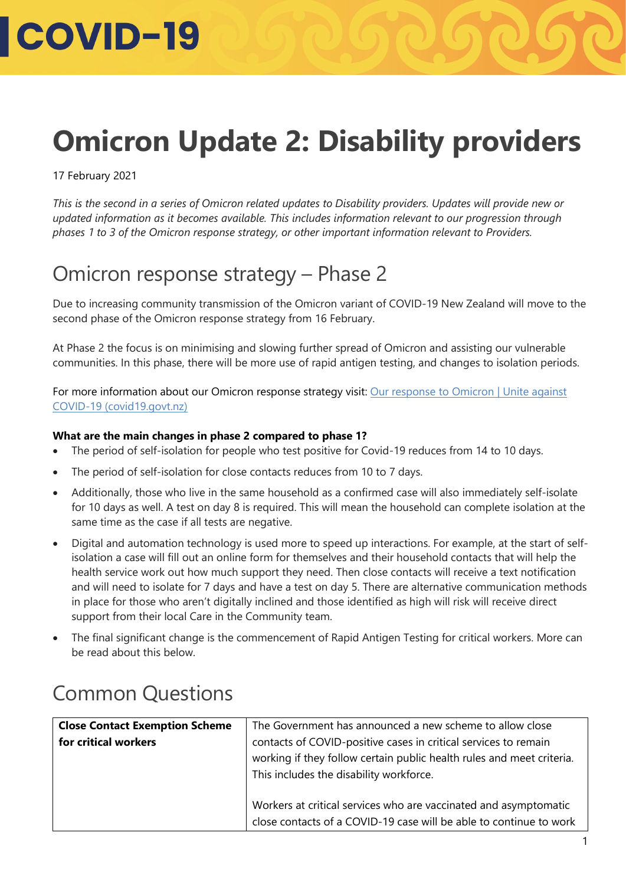COVID-19

# Omicron Update 2: Disability providers

17 February 2021

*This is the second in a series of Omicron related updates to Disability providers. Updates will provide new or updated information as it becomes available. This includes information relevant to our progression through phases 1 to 3 of the Omicron response strategy, or other important information relevant to Providers.*

## Omicron response strategy – Phase 2

Due to increasing community transmission of the Omicron variant of COVID-19 New Zealand will move to the second phase of the Omicron response strategy from 16 February.

At Phase 2 the focus is on minimising and slowing further spread of Omicron and assisting our vulnerable communities. In this phase, there will be more use of rapid antigen testing, and changes to isolation periods.

For more information about our Omicron response strategy visit: [Our response to Omicron | Unite against COVID-19 (covid19.govt.nz)](covid19.govt.nz)

**What are the main changes in phase 2 compared to phase 1?**

- The period of self-isolation for people who test positive for Covid-19 reduces from 14 to 10 days.
- The period of self-isolation for close contacts reduces from 10 to 7 days.
- Additionally, those who live in the same household as a confirmed case will also immediately self-isolate for 10 days as well. A test on day 8 is required. This will mean the household can complete isolation at the same time as the case if all tests are negative.
- Digital and automation technology is used more to speed up interactions. For example, at the start of self-isolation a case will fill out an online form for themselves and their household contacts that will help the health service work out how much support they need. Then close contacts will receive a text notification and will need to isolate for 7 days and have a test on day 5. There are alternative communication methods in place for those who aren't digitally inclined and those identified as high will risk will receive direct support from their local Care in the Community team.
- The final significant change is the commencement of Rapid Antigen Testing for critical workers. More can be read about this below.

## Common Questions

| | |
|---|---|
| **Close Contact Exemption Scheme for critical workers** | The Government has announced a new scheme to allow close contacts of COVID-positive cases in critical services to remain working if they follow certain public health rules and meet criteria. This includes the disability workforce.<br><br>Workers at critical services who are vaccinated and asymptomatic close contacts of a COVID-19 case will be able to continue to work |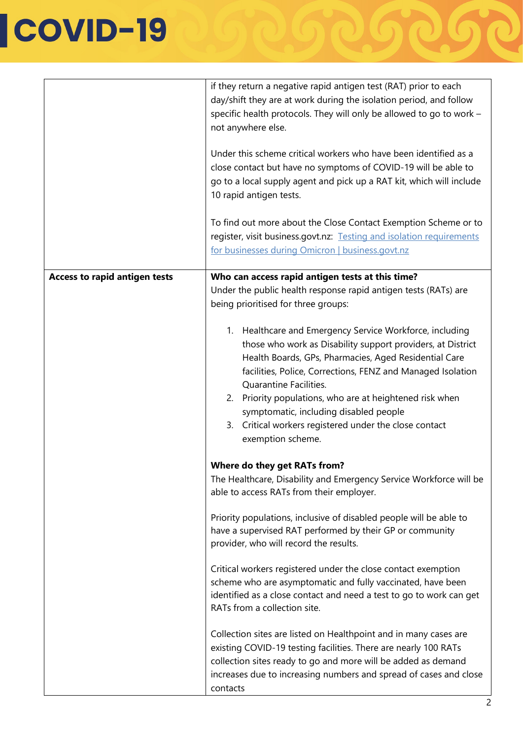| | |
|---|---|
| | if they return a negative rapid antigen test (RAT) prior to each day/shift they are at work during the isolation period, and follow specific health protocols. They will only be allowed to go to work – not anywhere else.<br><br>Under this scheme critical workers who have been identified as a close contact but have no symptoms of COVID-19 will be able to go to a local supply agent and pick up a RAT kit, which will include 10 rapid antigen tests.<br><br>To find out more about the Close Contact Exemption Scheme or to register, visit business.govt.nz: [Testing and isolation requirements for businesses during Omicron \| business.govt.nz]() |
| **Access to rapid antigen tests** | **Who can access rapid antigen tests at this time?**<br>Under the public health response rapid antigen tests (RATs) are being prioritised for three groups:<br><br>1. Healthcare and Emergency Service Workforce, including those who work as Disability support providers, at District Health Boards, GPs, Pharmacies, Aged Residential Care facilities, Police, Corrections, FENZ and Managed Isolation Quarantine Facilities.<br>2. Priority populations, who are at heightened risk when symptomatic, including disabled people<br>3. Critical workers registered under the close contact exemption scheme.<br><br>**Where do they get RATs from?**<br>The Healthcare, Disability and Emergency Service Workforce will be able to access RATs from their employer.<br><br>Priority populations, inclusive of disabled people will be able to have a supervised RAT performed by their GP or community provider, who will record the results.<br><br>Critical workers registered under the close contact exemption scheme who are asymptomatic and fully vaccinated, have been identified as a close contact and need a test to go to work can get RATs from a collection site.<br><br>Collection sites are listed on Healthpoint and in many cases are existing COVID-19 testing facilities. There are nearly 100 RATs collection sites ready to go and more will be added as demand increases due to increasing numbers and spread of cases and close contacts |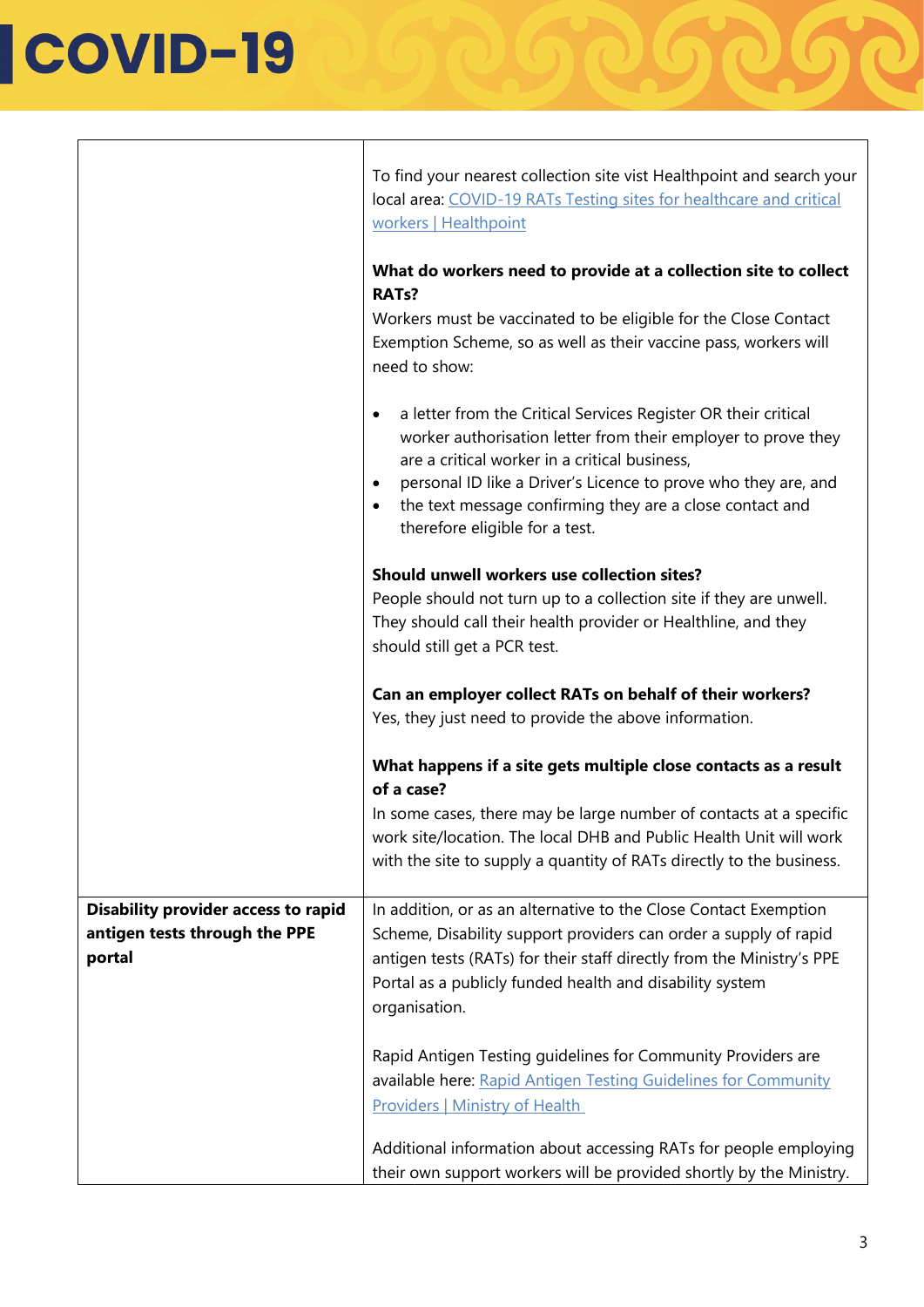| | |
|---|---|
| | To find your nearest collection site vist Healthpoint and search your local area: [COVID-19 RATs Testing sites for healthcare and critical workers \| Healthpoint]()<br><br>**What do workers need to provide at a collection site to collect RATs?**<br>Workers must be vaccinated to be eligible for the Close Contact Exemption Scheme, so as well as their vaccine pass, workers will need to show:<br><br>• a letter from the Critical Services Register OR their critical worker authorisation letter from their employer to prove they are a critical worker in a critical business,<br>• personal ID like a Driver's Licence to prove who they are, and<br>• the text message confirming they are a close contact and therefore eligible for a test.<br><br>**Should unwell workers use collection sites?**<br>People should not turn up to a collection site if they are unwell. They should call their health provider or Healthline, and they should still get a PCR test.<br><br>**Can an employer collect RATs on behalf of their workers?**<br>Yes, they just need to provide the above information.<br><br>**What happens if a site gets multiple close contacts as a result of a case?**<br>In some cases, there may be large number of contacts at a specific work site/location. The local DHB and Public Health Unit will work with the site to supply a quantity of RATs directly to the business. |
| **Disability provider access to rapid antigen tests through the PPE portal** | In addition, or as an alternative to the Close Contact Exemption Scheme, Disability support providers can order a supply of rapid antigen tests (RATs) for their staff directly from the Ministry's PPE Portal as a publicly funded health and disability system organisation.<br><br>Rapid Antigen Testing guidelines for Community Providers are available here: [Rapid Antigen Testing Guidelines for Community Providers \| Ministry of Health]()<br><br>Additional information about accessing RATs for people employing their own support workers will be provided shortly by the Ministry. |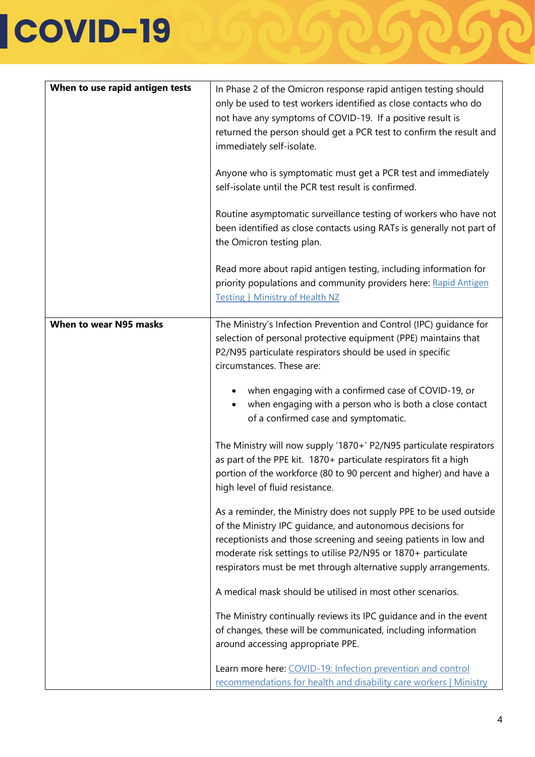| When to use rapid antigen tests | In Phase 2 of the Omicron response rapid antigen testing should only be used to test workers identified as close contacts who do not have any symptoms of COVID-19. If a positive result is returned the person should get a PCR test to confirm the result and immediately self-isolate.<br><br>Anyone who is symptomatic must get a PCR test and immediately self-isolate until the PCR test result is confirmed.<br><br>Routine asymptomatic surveillance testing of workers who have not been identified as close contacts using RATs is generally not part of the Omicron testing plan.<br><br>Read more about rapid antigen testing, including information for priority populations and community providers here: [Rapid Antigen Testing \| Ministry of Health NZ] |
| --- | --- |
| **When to wear N95 masks** | The Ministry's Infection Prevention and Control (IPC) guidance for selection of personal protective equipment (PPE) maintains that P2/N95 particulate respirators should be used in specific circumstances. These are:<br><br>• when engaging with a confirmed case of COVID-19, or<br>• when engaging with a person who is both a close contact of a confirmed case and symptomatic.<br><br>The Ministry will now supply '1870+' P2/N95 particulate respirators as part of the PPE kit. 1870+ particulate respirators fit a high portion of the workforce (80 to 90 percent and higher) and have a high level of fluid resistance.<br><br>As a reminder, the Ministry does not supply PPE to be used outside of the Ministry IPC guidance, and autonomous decisions for receptionists and those screening and seeing patients in low and moderate risk settings to utilise P2/N95 or 1870+ particulate respirators must be met through alternative supply arrangements.<br><br>A medical mask should be utilised in most other scenarios.<br><br>The Ministry continually reviews its IPC guidance and in the event of changes, these will be communicated, including information around accessing appropriate PPE.<br><br>Learn more here: [COVID-19: Infection prevention and control recommendations for health and disability care workers \| Ministry] |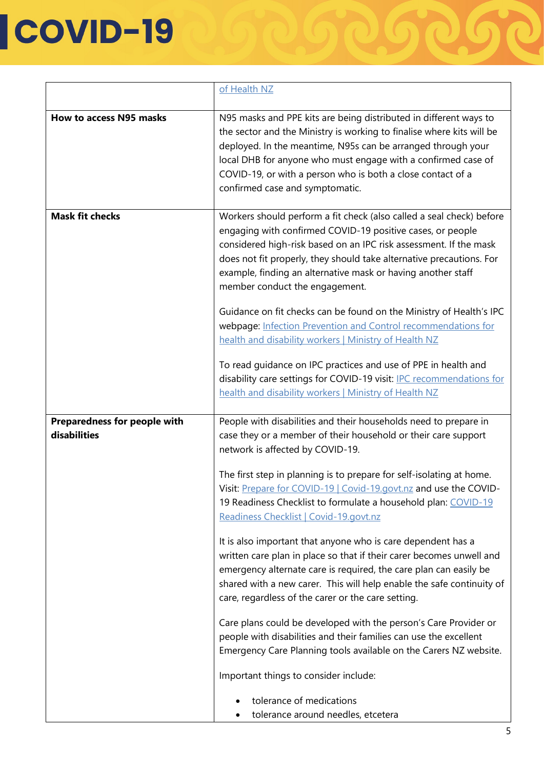| | |
|---|---|
| | of Health NZ |
| **How to access N95 masks** | N95 masks and PPE kits are being distributed in different ways to the sector and the Ministry is working to finalise where kits will be deployed. In the meantime, N95s can be arranged through your local DHB for anyone who must engage with a confirmed case of COVID-19, or with a person who is both a close contact of a confirmed case and symptomatic. |
| **Mask fit checks** | Workers should perform a fit check (also called a seal check) before engaging with confirmed COVID-19 positive cases, or people considered high-risk based on an IPC risk assessment. If the mask does not fit properly, they should take alternative precautions. For example, finding an alternative mask or having another staff member conduct the engagement.<br><br>Guidance on fit checks can be found on the Ministry of Health's IPC webpage: Infection Prevention and Control recommendations for health and disability workers \| Ministry of Health NZ<br><br>To read guidance on IPC practices and use of PPE in health and disability care settings for COVID-19 visit: IPC recommendations for health and disability workers \| Ministry of Health NZ |
| **Preparedness for people with disabilities** | People with disabilities and their households need to prepare in case they or a member of their household or their care support network is affected by COVID-19.<br><br>The first step in planning is to prepare for self-isolating at home. Visit: Prepare for COVID-19 \| Covid-19.govt.nz and use the COVID-19 Readiness Checklist to formulate a household plan: COVID-19 Readiness Checklist \| Covid-19.govt.nz<br><br>It is also important that anyone who is care dependent has a written care plan in place so that if their carer becomes unwell and emergency alternate care is required, the care plan can easily be shared with a new carer. This will help enable the safe continuity of care, regardless of the carer or the care setting.<br><br>Care plans could be developed with the person's Care Provider or people with disabilities and their families can use the excellent Emergency Care Planning tools available on the Carers NZ website.<br><br>Important things to consider include:<br><br>• tolerance of medications<br>• tolerance around needles, etcetera |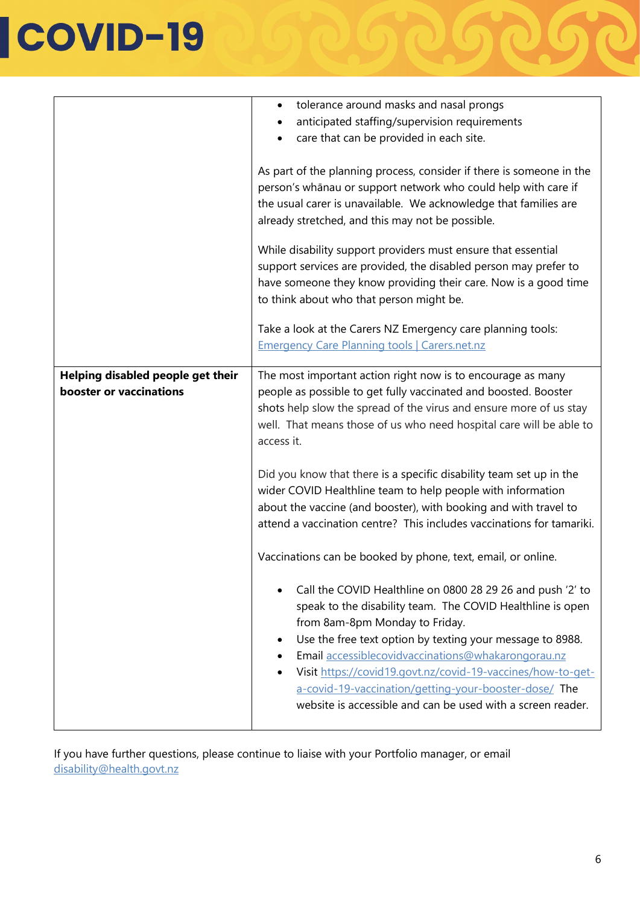| | |
|---|---|
| | • tolerance around masks and nasal prongs<br>• anticipated staffing/supervision requirements<br>• care that can be provided in each site.<br><br>As part of the planning process, consider if there is someone in the person's whānau or support network who could help with care if the usual carer is unavailable. We acknowledge that families are already stretched, and this may not be possible.<br><br>While disability support providers must ensure that essential support services are provided, the disabled person may prefer to have someone they know providing their care. Now is a good time to think about who that person might be.<br><br>Take a look at the Carers NZ Emergency care planning tools: [Emergency Care Planning tools \| Carers.net.nz](Emergency Care Planning tools \| Carers.net.nz) |
| **Helping disabled people get their booster or vaccinations** | The most important action right now is to encourage as many people as possible to get fully vaccinated and boosted. Booster shots help slow the spread of the virus and ensure more of us stay well. That means those of us who need hospital care will be able to access it.<br><br>Did you know that there is a specific disability team set up in the wider COVID Healthline team to help people with information about the vaccine (and booster), with booking and with travel to attend a vaccination centre? This includes vaccinations for tamariki.<br><br>Vaccinations can be booked by phone, text, email, or online.<br><br>• Call the COVID Healthline on 0800 28 29 26 and push '2' to speak to the disability team. The COVID Healthline is open from 8am-8pm Monday to Friday.<br>• Use the free text option by texting your message to 8988.<br>• Email accessiblecovidvaccinations@whakarongorau.nz<br>• Visit https://covid19.govt.nz/covid-19-vaccines/how-to-get-a-covid-19-vaccination/getting-your-booster-dose/ The website is accessible and can be used with a screen reader. |

If you have further questions, please continue to liaise with your Portfolio manager, or email disability@health.govt.nz